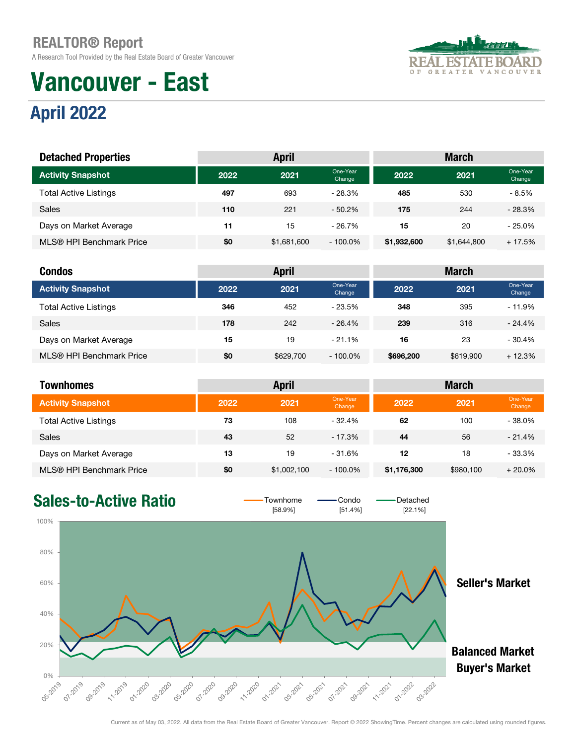# REALTOR® Report

A Research Tool Provided by the Real Estate Board of Greater Vancouver

# Vancouver - East

## April 2022

| Detached Properties | April | | | March | | |
|---|---|---|---|---|---|---|
| **Activity Snapshot** | **2022** | **2021** | **One-Year Change** | **2022** | **2021** | **One-Year Change** |
| Total Active Listings | **497** | 693 | - 28.3% | **485** | 530 | - 8.5% |
| Sales | **110** | 221 | - 50.2% | **175** | 244 | - 28.3% |
| Days on Market Average | **11** | 15 | - 26.7% | **15** | 20 | - 25.0% |
| MLS® HPI Benchmark Price | **$0** | $1,681,600 | - 100.0% | **$1,932,600** | $1,644,800 | + 17.5% |

| Condos | April | | | March | | |
|---|---|---|---|---|---|---|
| **Activity Snapshot** | **2022** | **2021** | **One-Year Change** | **2022** | **2021** | **One-Year Change** |
| Total Active Listings | **346** | 452 | - 23.5% | **348** | 395 | - 11.9% |
| Sales | **178** | 242 | - 26.4% | **239** | 316 | - 24.4% |
| Days on Market Average | **15** | 19 | - 21.1% | **16** | 23 | - 30.4% |
| MLS® HPI Benchmark Price | **$0** | $629,700 | - 100.0% | **$696,200** | $619,900 | + 12.3% |

| Townhomes | April | | | March | | |
|---|---|---|---|---|---|---|
| **Activity Snapshot** | **2022** | **2021** | **One-Year Change** | **2022** | **2021** | **One-Year Change** |
| Total Active Listings | **73** | 108 | - 32.4% | **62** | 100 | - 38.0% |
| Sales | **43** | 52 | - 17.3% | **44** | 56 | - 21.4% |
| Days on Market Average | **13** | 19 | - 31.6% | **12** | 18 | - 33.3% |
| MLS® HPI Benchmark Price | **$0** | $1,002,100 | - 100.0% | **$1,176,300** | $980,100 | + 20.0% |

## Sales-to-Active Ratio

Townhome [58.9%] Condo [51.4%] Detached [22.1%]

Seller's Market

Balanced Market

Buyer's Market

Current as of May 03, 2022. All data from the Real Estate Board of Greater Vancouver. Report © 2022 ShowingTime. Percent changes are calculated using rounded figures.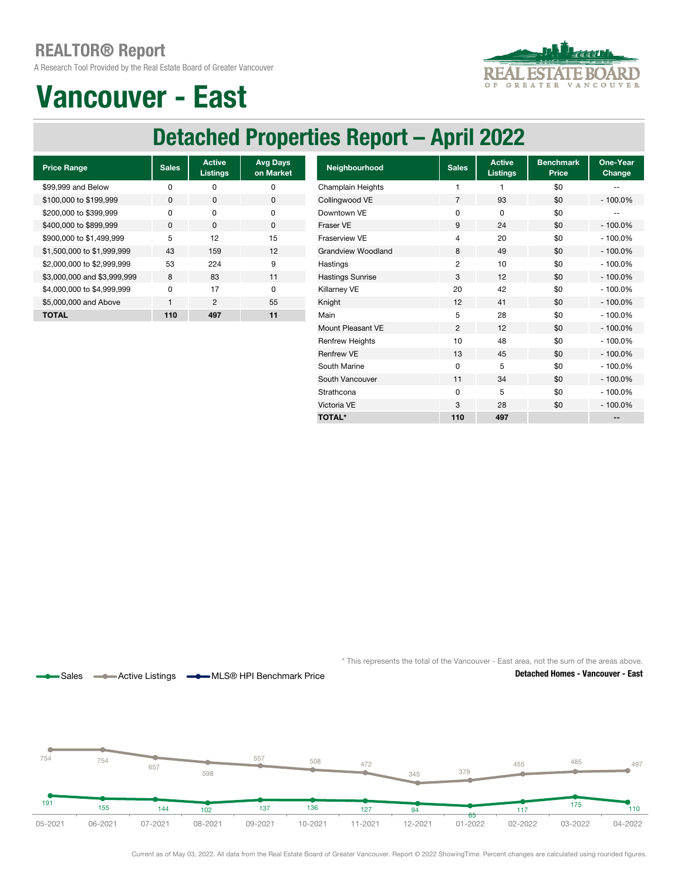# REALTOR® Report

A Research Tool Provided by the Real Estate Board of Greater Vancouver

# Vancouver - East

## Detached Properties Report – April 2022

| Price Range | Sales | Active Listings | Avg Days on Market |
|---|---|---|---|
| $99,999 and Below | 0 | 0 | 0 |
| $100,000 to $199,999 | 0 | 0 | 0 |
| $200,000 to $399,999 | 0 | 0 | 0 |
| $400,000 to $899,999 | 0 | 0 | 0 |
| $900,000 to $1,499,999 | 5 | 12 | 15 |
| $1,500,000 to $1,999,999 | 43 | 159 | 12 |
| $2,000,000 to $2,999,999 | 53 | 224 | 9 |
| $3,000,000 and $3,999,999 | 8 | 83 | 11 |
| $4,000,000 to $4,999,999 | 0 | 17 | 0 |
| $5,000,000 and Above | 1 | 2 | 55 |
| **TOTAL** | **110** | **497** | **11** |

| Neighbourhood | Sales | Active Listings | Benchmark Price | One-Year Change |
|---|---|---|---|---|
| Champlain Heights | 1 | 1 | $0 | -- |
| Collingwood VE | 7 | 93 | $0 | - 100.0% |
| Downtown VE | 0 | 0 | $0 | -- |
| Fraser VE | 9 | 24 | $0 | - 100.0% |
| Fraserview VE | 4 | 20 | $0 | - 100.0% |
| Grandview Woodland | 8 | 49 | $0 | - 100.0% |
| Hastings | 2 | 10 | $0 | - 100.0% |
| Hastings Sunrise | 3 | 12 | $0 | - 100.0% |
| Killarney VE | 20 | 42 | $0 | - 100.0% |
| Knight | 12 | 41 | $0 | - 100.0% |
| Main | 5 | 28 | $0 | - 100.0% |
| Mount Pleasant VE | 2 | 12 | $0 | - 100.0% |
| Renfrew Heights | 10 | 48 | $0 | - 100.0% |
| Renfrew VE | 13 | 45 | $0 | - 100.0% |
| South Marine | 0 | 5 | $0 | - 100.0% |
| South Vancouver | 11 | 34 | $0 | - 100.0% |
| Strathcona | 0 | 5 | $0 | - 100.0% |
| Victoria VE | 3 | 28 | $0 | - 100.0% |
| **TOTAL*** | **110** | **497** | | **--** |

\* This represents the total of the Vancouver - East area, not the sum of the areas above.

**Detached Homes - Vancouver - East**

Sales — Active Listings — MLS® HPI Benchmark Price

| | 05-2021 | 06-2021 | 07-2021 | 08-2021 | 09-2021 | 10-2021 | 11-2021 | 12-2021 | 01-2022 | 02-2022 | 03-2022 | 04-2022 |
|---|---|---|---|---|---|---|---|---|---|---|---|---|
| Active Listings | 754 | 754 | 657 | 598 | 557 | 508 | 472 | 345 | 379 | 455 | 485 | 497 |
| Sales | 191 | 155 | 144 | 102 | 137 | 136 | 127 | 94 | 65 | 117 | 175 | 110 |

Current as of May 03, 2022. All data from the Real Estate Board of Greater Vancouver. Report © 2022 ShowingTime. Percent changes are calculated using rounded figures.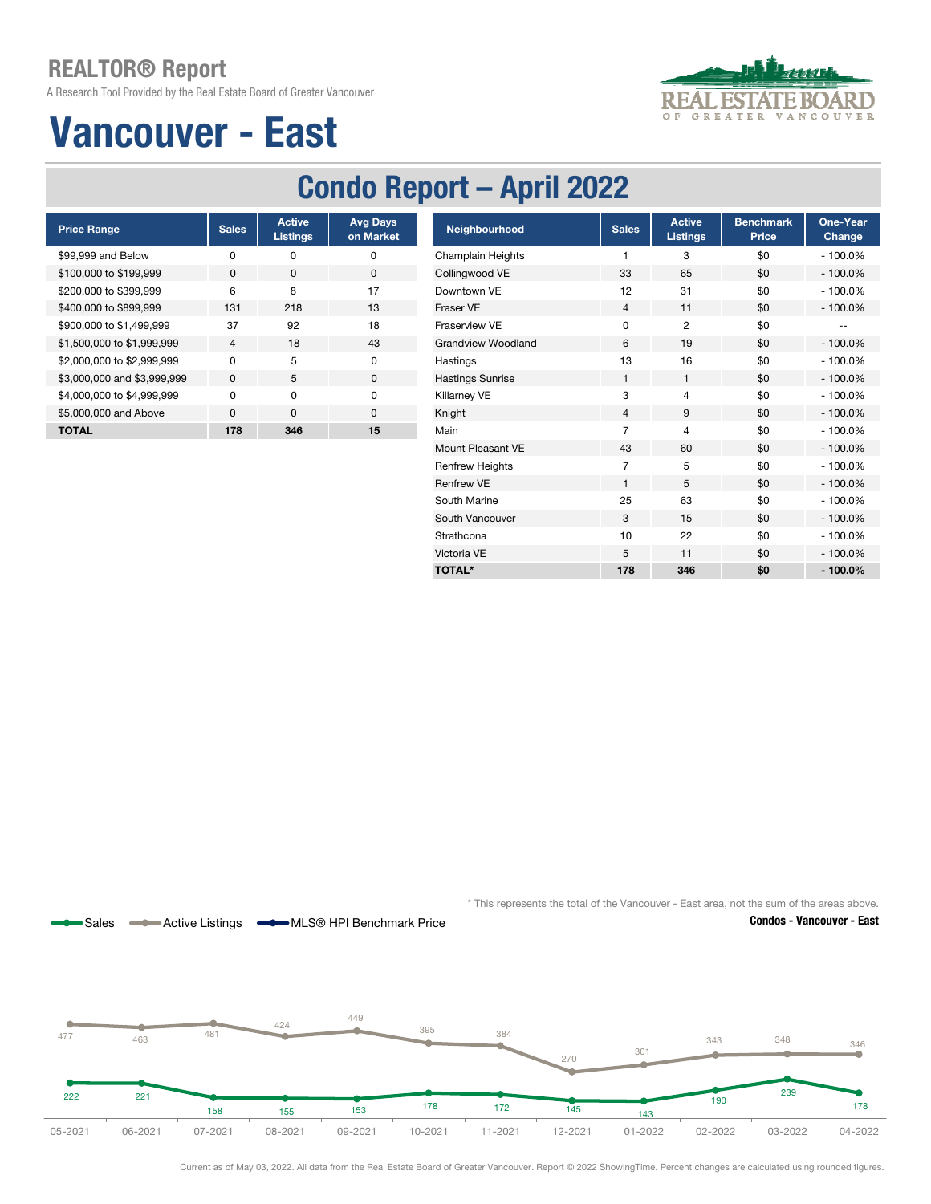# REALTOR® Report

A Research Tool Provided by the Real Estate Board of Greater Vancouver

# Vancouver - East

## Condo Report – April 2022

| Price Range | Sales | Active Listings | Avg Days on Market |
|---|---|---|---|
| $99,999 and Below | 0 | 0 | 0 |
| $100,000 to $199,999 | 0 | 0 | 0 |
| $200,000 to $399,999 | 6 | 8 | 17 |
| $400,000 to $899,999 | 131 | 218 | 13 |
| $900,000 to $1,499,999 | 37 | 92 | 18 |
| $1,500,000 to $1,999,999 | 4 | 18 | 43 |
| $2,000,000 to $2,999,999 | 0 | 5 | 0 |
| $3,000,000 and $3,999,999 | 0 | 5 | 0 |
| $4,000,000 to $4,999,999 | 0 | 0 | 0 |
| $5,000,000 and Above | 0 | 0 | 0 |
| **TOTAL** | **178** | **346** | **15** |

| Neighbourhood | Sales | Active Listings | Benchmark Price | One-Year Change |
|---|---|---|---|---|
| Champlain Heights | 1 | 3 | $0 | - 100.0% |
| Collingwood VE | 33 | 65 | $0 | - 100.0% |
| Downtown VE | 12 | 31 | $0 | - 100.0% |
| Fraser VE | 4 | 11 | $0 | - 100.0% |
| Fraserview VE | 0 | 2 | $0 | -- |
| Grandview Woodland | 6 | 19 | $0 | - 100.0% |
| Hastings | 13 | 16 | $0 | - 100.0% |
| Hastings Sunrise | 1 | 1 | $0 | - 100.0% |
| Killarney VE | 3 | 4 | $0 | - 100.0% |
| Knight | 4 | 9 | $0 | - 100.0% |
| Main | 7 | 4 | $0 | - 100.0% |
| Mount Pleasant VE | 43 | 60 | $0 | - 100.0% |
| Renfrew Heights | 7 | 5 | $0 | - 100.0% |
| Renfrew VE | 1 | 5 | $0 | - 100.0% |
| South Marine | 25 | 63 | $0 | - 100.0% |
| South Vancouver | 3 | 15 | $0 | - 100.0% |
| Strathcona | 10 | 22 | $0 | - 100.0% |
| Victoria VE | 5 | 11 | $0 | - 100.0% |
| **TOTAL*** | **178** | **346** | **$0** | **- 100.0%** |

* This represents the total of the Vancouver - East area, not the sum of the areas above.

**Condos - Vancouver - East**

Sales | Active Listings | MLS® HPI Benchmark Price

| | 05-2021 | 06-2021 | 07-2021 | 08-2021 | 09-2021 | 10-2021 | 11-2021 | 12-2021 | 01-2022 | 02-2022 | 03-2022 | 04-2022 |
|---|---|---|---|---|---|---|---|---|---|---|---|---|
| Active Listings | 477 | 463 | 481 | 424 | 449 | 395 | 384 | 270 | 301 | 343 | 348 | 346 |
| Sales | 222 | 221 | 158 | 155 | 153 | 178 | 172 | 145 | 143 | 190 | 239 | 178 |

Current as of May 03, 2022. All data from the Real Estate Board of Greater Vancouver. Report © 2022 ShowingTime. Percent changes are calculated using rounded figures.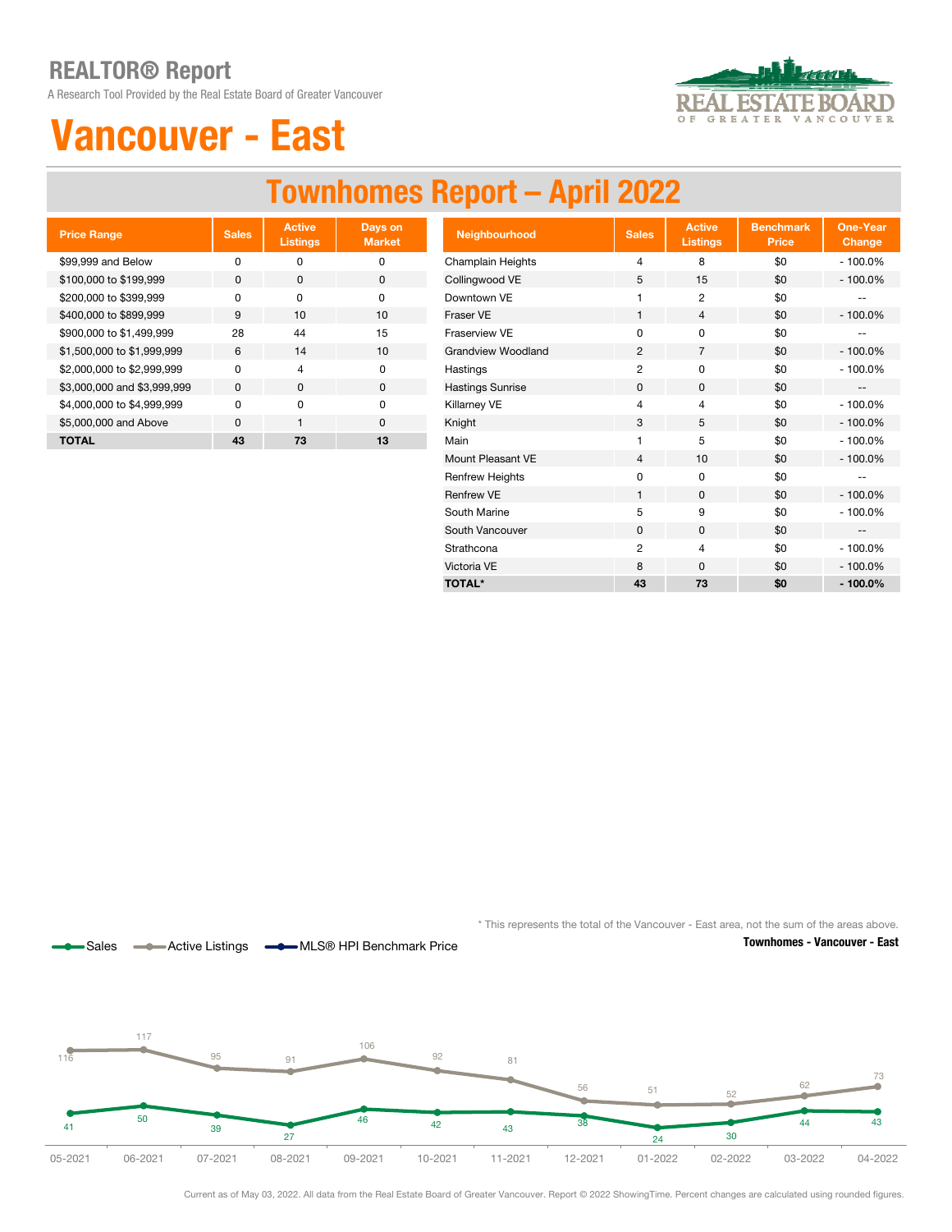# REALTOR® Report

A Research Tool Provided by the Real Estate Board of Greater Vancouver

# Vancouver - East

## Townhomes Report – April 2022

| Price Range | Sales | Active Listings | Days on Market |
|---|---|---|---|
| $99,999 and Below | 0 | 0 | 0 |
| $100,000 to $199,999 | 0 | 0 | 0 |
| $200,000 to $399,999 | 0 | 0 | 0 |
| $400,000 to $899,999 | 9 | 10 | 10 |
| $900,000 to $1,499,999 | 28 | 44 | 15 |
| $1,500,000 to $1,999,999 | 6 | 14 | 10 |
| $2,000,000 to $2,999,999 | 0 | 4 | 0 |
| $3,000,000 and $3,999,999 | 0 | 0 | 0 |
| $4,000,000 to $4,999,999 | 0 | 0 | 0 |
| $5,000,000 and Above | 0 | 1 | 0 |
| **TOTAL** | **43** | **73** | **13** |

| Neighbourhood | Sales | Active Listings | Benchmark Price | One-Year Change |
|---|---|---|---|---|
| Champlain Heights | 4 | 8 | $0 | - 100.0% |
| Collingwood VE | 5 | 15 | $0 | - 100.0% |
| Downtown VE | 1 | 2 | $0 | -- |
| Fraser VE | 1 | 4 | $0 | - 100.0% |
| Fraserview VE | 0 | 0 | $0 | -- |
| Grandview Woodland | 2 | 7 | $0 | - 100.0% |
| Hastings | 2 | 0 | $0 | - 100.0% |
| Hastings Sunrise | 0 | 0 | $0 | -- |
| Killarney VE | 4 | 4 | $0 | - 100.0% |
| Knight | 3 | 5 | $0 | - 100.0% |
| Main | 1 | 5 | $0 | - 100.0% |
| Mount Pleasant VE | 4 | 10 | $0 | - 100.0% |
| Renfrew Heights | 0 | 0 | $0 | -- |
| Renfrew VE | 1 | 0 | $0 | - 100.0% |
| South Marine | 5 | 9 | $0 | - 100.0% |
| South Vancouver | 0 | 0 | $0 | -- |
| Strathcona | 2 | 4 | $0 | - 100.0% |
| Victoria VE | 8 | 0 | $0 | - 100.0% |
| **TOTAL*** | **43** | **73** | **$0** | **- 100.0%** |

\* This represents the total of the Vancouver - East area, not the sum of the areas above.

**Townhomes - Vancouver - East**

Sales | Active Listings | MLS® HPI Benchmark Price

| | 05-2021 | 06-2021 | 07-2021 | 08-2021 | 09-2021 | 10-2021 | 11-2021 | 12-2021 | 01-2022 | 02-2022 | 03-2022 | 04-2022 |
|---|---|---|---|---|---|---|---|---|---|---|---|---|
| Active Listings | 116 | 117 | 95 | 91 | 106 | 92 | 81 | 56 | 51 | 52 | 62 | 73 |
| Sales | 41 | 50 | 39 | 27 | 46 | 42 | 43 | 38 | 24 | 30 | 44 | 43 |

Current as of May 03, 2022. All data from the Real Estate Board of Greater Vancouver. Report © 2022 ShowingTime. Percent changes are calculated using rounded figures.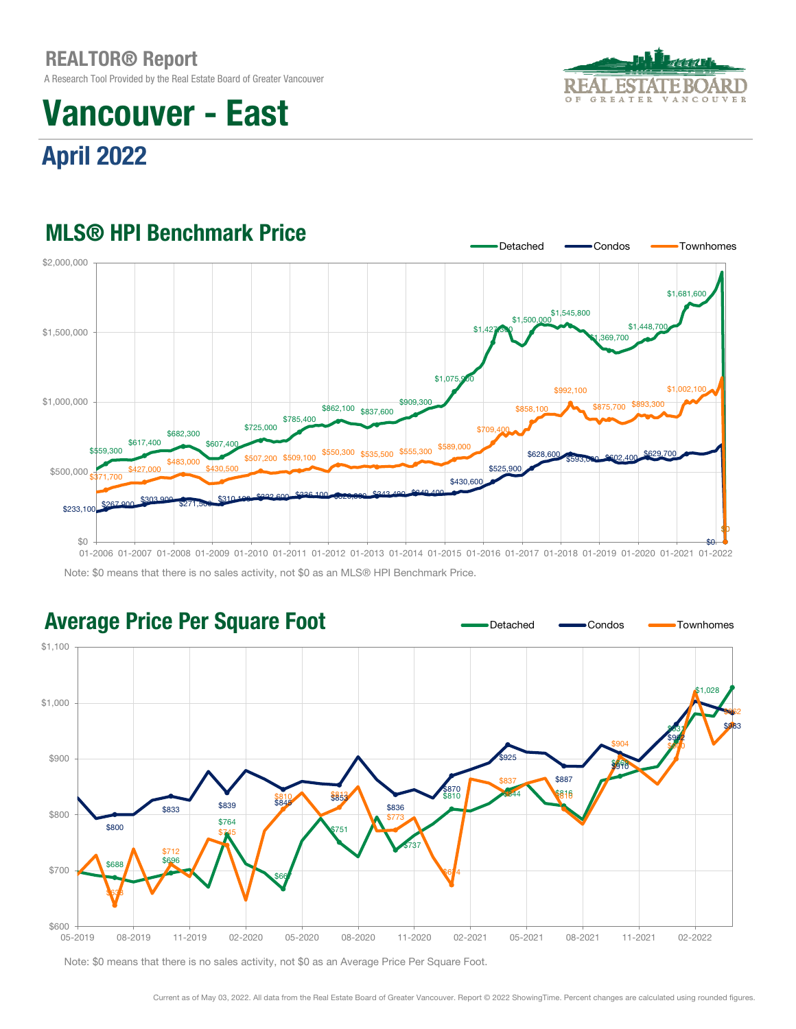# REALTOR® Report

A Research Tool Provided by the Real Estate Board of Greater Vancouver

# Vancouver - East

## April 2022

## MLS® HPI Benchmark Price

Detached
Condos
Townhomes

$2,000,000
$1,500,000
$1,000,000
$500,000
$0

01-2006 01-2007 01-2008 01-2009 01-2010 01-2011 01-2012 01-2013 01-2014 01-2015 01-2016 01-2017 01-2018 01-2019 01-2020 01-2021 01-2022

$559,300 $617,400 $682,300 $607,400 $725,000 $785,400 $862,100 $837,600 $909,300 $1,075,900 $1,427,300 $1,500,000 $1,545,800 $1,369,700 $1,448,700 $1,681,600

$371,700 $427,000 $483,000 $430,500 $507,200 $509,100 $550,300 $535,500 $555,300 $589,000 $709,400 $858,100 $992,100 $875,700 $893,300 $1,002,100 $0

$233,100 $267,900 $303,900 $271,500 $310,100 $322,600 $336,100 $328,900 $343,400 $349,400 $430,600 $525,900 $628,600 $593,600 $602,400 $629,700 $0

Note: $0 means that there is no sales activity, not $0 as an MLS® HPI Benchmark Price.

## Average Price Per Square Foot

Detached
Condos
Townhomes

$1,100
$1,000
$900
$800
$700
$600

05-2019 08-2019 11-2019 02-2020 05-2020 08-2020 11-2020 02-2021 05-2021 08-2021 11-2021 02-2022

$688 $696 $764 $667 $751 $737 $810 $844 $816 $868 $931 $1,028

$800 $833 $839 $845 $853 $836 $870 $925 $887 $910 $962 $983

$638 $712 $745 $810 $813 $773 $674 $837 $810 $904 $900 $962

Note: $0 means that there is no sales activity, not $0 as an Average Price Per Square Foot.

Current as of May 03, 2022. All data from the Real Estate Board of Greater Vancouver. Report © 2022 ShowingTime. Percent changes are calculated using rounded figures.